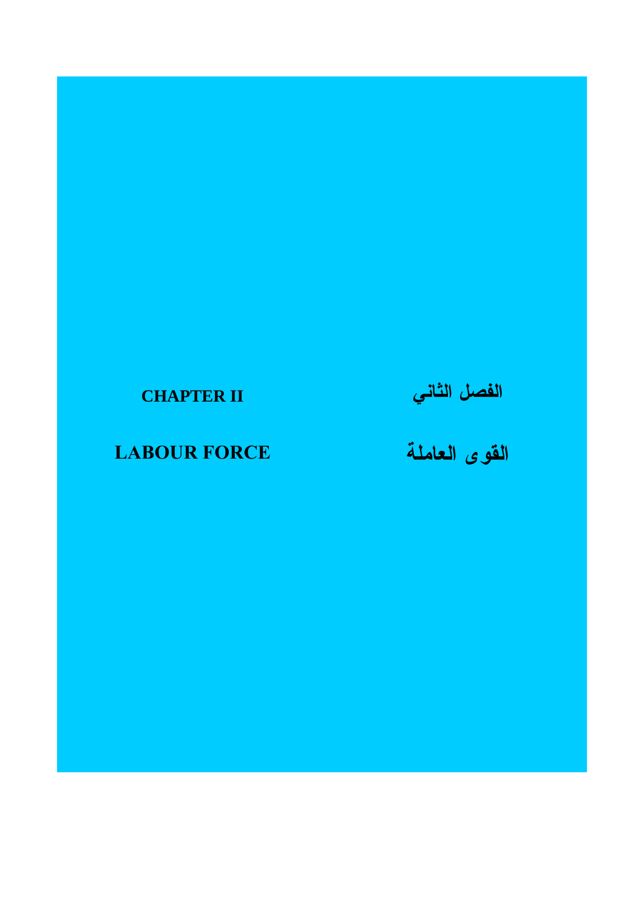# CHAPTER II

# الفصل الثاني

## LABOUR FORCE

## القوى العاملة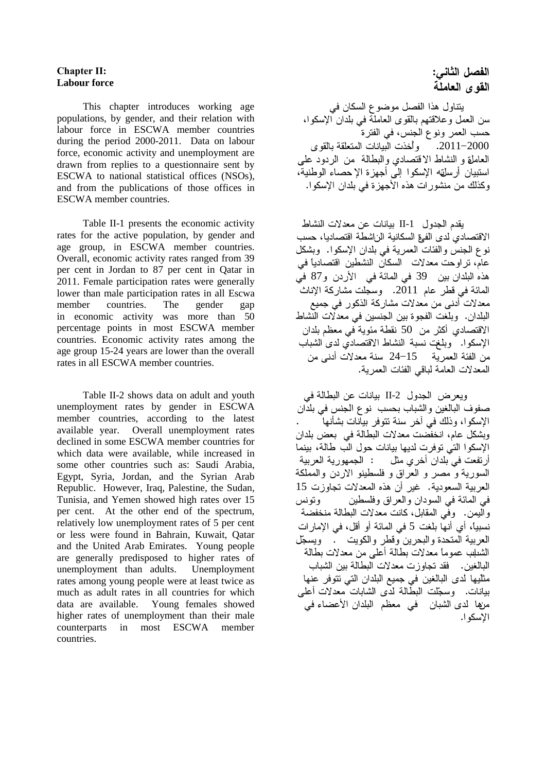## Chapter II: Labour force

This chapter introduces working age populations, by gender, and their relation with labour force in ESCWA member countries during the period 2000-2011. Data on labour force, economic activity and unemployment are drawn from replies to a questionnaire sent by ESCWA to national statistical offices (NSOs), and from the publications of those offices in ESCWA member countries.

Table II-1 presents the economic activity rates for the active population, by gender and age group, in ESCWA member countries. Overall, economic activity rates ranged from 39 per cent in Jordan to 87 per cent in Qatar in 2011. Female participation rates were generally lower than male participation rates in all Escwa member countries. The gender gap in economic activity was more than 50 percentage points in most ESCWA member countries. Economic activity rates among the age group 15-24 years are lower than the overall rates in all ESCWA member countries.

Table II-2 shows data on adult and youth unemployment rates by gender in ESCWA member countries, according to the latest available year. Overall unemployment rates declined in some ESCWA member countries for which data were available, while increased in some other countries such as: Saudi Arabia, Egypt, Syria, Jordan, and the Syrian Arab Republic. However, Iraq, Palestine, the Sudan, Tunisia, and Yemen showed high rates over 15 per cent. At the other end of the spectrum, relatively low unemployment rates of 5 per cent or less were found in Bahrain, Kuwait, Qatar and the United Arab Emirates. Young people are generally predisposed to higher rates of unemployment than adults. Unemployment rates among young people were at least twice as much as adult rates in all countries for which data are available. Young females showed higher rates of unemployment than their male counterparts in most ESCWA member countries.

## الفصل الثاني: القوى العاملة

يتناول هذا الفصل موضوع السكان في سن العمل وعلاقتهم بالقوى العاملة في بلدان الإسكوا، حسب العمر ونوع الجنس، في الفترة 2000–2011. وأُخذت البيانات المتعلقة بالقوى العاملة والنشاط الاقتصادي والبطالة من الردود على استبيان أرسلته الإسكوا إلى أجهزة الإحصاء الوطنية، وكذلك من منشورات هذه الأجهزة في بلدان الإسكوا.

يقدم الجدول II-1 بيانات عن معدلات النشاط الاقتصادي لدى الفئة السكانية الناشطة اقتصاديا، حسب نوع الجنس والفئات العمرية في بلدان الإسكوا. وبشكل عام، تراوحت معدلات السكان النشطين اقتصادياً في هذه البلدان بين 39 في المائة في الأردن و87 في المائة في قطر عام 2011. وسجلت مشاركة الإناث معدلات أدنى من معدلات مشاركة الذكور في جميع البلدان. وبلغت الفجوة بين الجنسين في معدلات النشاط الاقتصادي أكثر من 50 نقطة مئوية في معظم بلدان الإسكوا. وبلغت نسبة النشاط الاقتصادي لدى الشباب من الفئة العمرية 15–24 سنة معدلات أدنى من المعدلات العامة لباقي الفئات العمرية.

ويعرض الجدول II-2 بيانات عن البطالة في صفوف البالغين والشباب بحسب نوع الجنس في بلدان الإسكوا، وذلك في آخر سنة تتوفر بيانات بشأنها . وبشكل عام، انخفضت معدلات البطالة في بعض بلدان الإسكوا التي توفرت لديها بيانات حول الب طالة، بينما أرتفعت في بلدان أخري مثل : الجمهورية العربية السورية و مصر و العراق و فلسطينو الاردن والمملكة العربية السعودية. غير أن هذه المعدلات تجاوزت 15 في المائة في السودان والعراق وفلسطين وتونس واليمن. وفي المقابل، كانت معدلات البطالة منخفضة نسبياً، أي أنها بلغت 5 في المائة أو أقل، في الإمارات العربية المتحدة والبحرين وقطر والكويت . ويسجّل الشباب عموماً معدلات بطالة أعلى من معدلات بطالة البالغين. فقد تجاوزت معدلات البطالة بين الشباب مثليها لدى البالغين في جميع البلدان التي تتوفر عنها بيانات. وسجّلت البطالة لدى الشابات معدلات أعلى منها لدى الشبان في معظم البلدان الأعضاء في الإسكوا.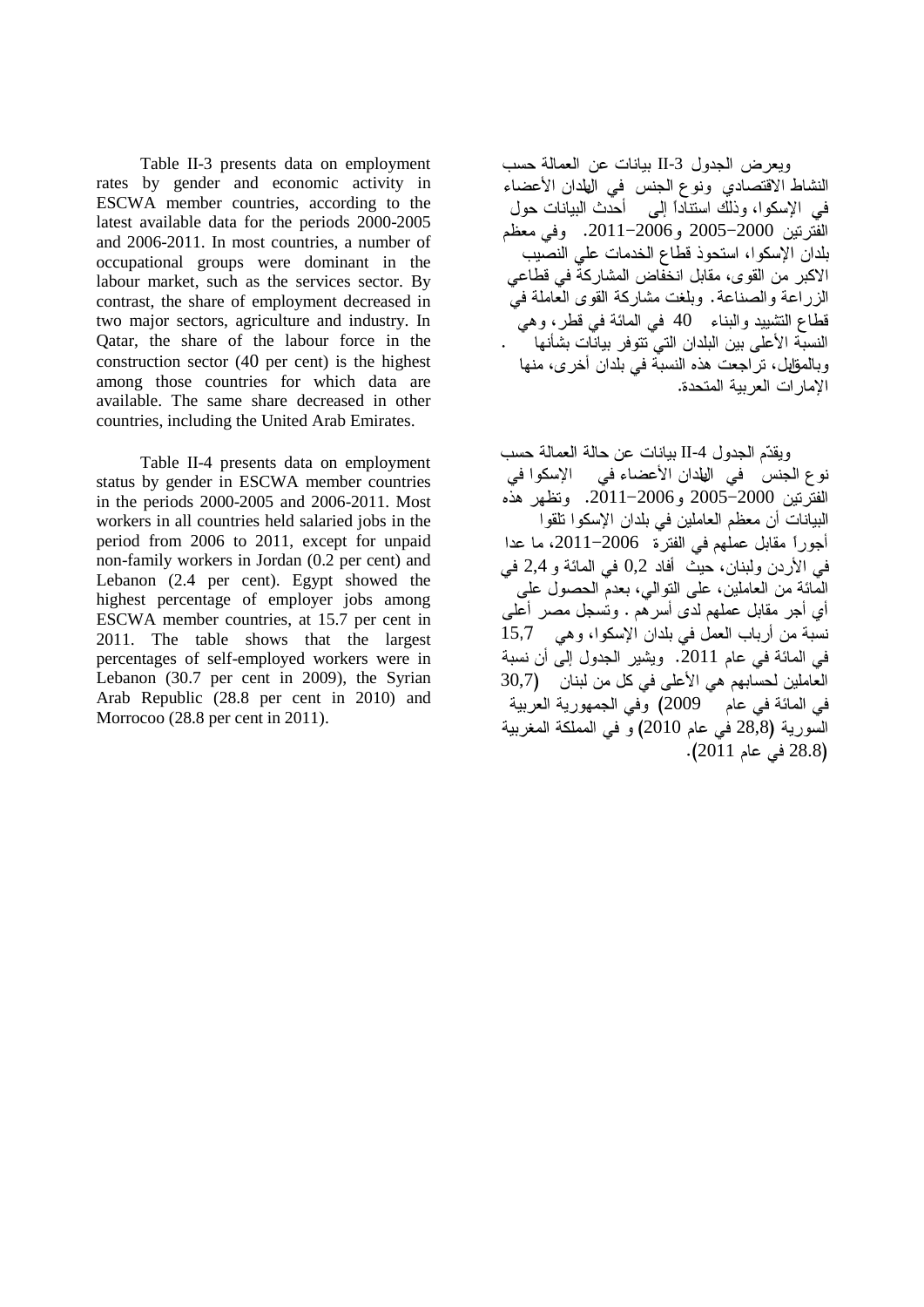Table II-3 presents data on employment rates by gender and economic activity in ESCWA member countries, according to the latest available data for the periods 2000-2005 and 2006-2011. In most countries, a number of occupational groups were dominant in the labour market, such as the services sector. By contrast, the share of employment decreased in two major sectors, agriculture and industry. In Qatar, the share of the labour force in the construction sector (40 per cent) is the highest among those countries for which data are available. The same share decreased in other countries, including the United Arab Emirates.

Table II-4 presents data on employment status by gender in ESCWA member countries in the periods 2000-2005 and 2006-2011. Most workers in all countries held salaried jobs in the period from 2006 to 2011, except for unpaid non-family workers in Jordan (0.2 per cent) and Lebanon (2.4 per cent). Egypt showed the highest percentage of employer jobs among ESCWA member countries, at 15.7 per cent in 2011. The table shows that the largest percentages of self-employed workers were in Lebanon (30.7 per cent in 2009), the Syrian Arab Republic (28.8 per cent in 2010) and Morrocoo (28.8 per cent in 2011).

ويعرض الجدول II-3 بيانات عن العمالة حسب النشاط الاقتصادي ونوع الجنس في البلدان الأعضاء في الإسكوا، وذلك استناداً إلى أحدث البيانات حول الفترتين 2000–2005 و2006–2011. وفي معظم بلدان الإسكوا، استحوذ قطاع الخدمات على النصيب الاكبر من القوى، مقابل انخفاض المشاركة في قطاعي الزراعة والصناعة. وبلغت مشاركة القوى العاملة في قطاع التشييد والبناء 40 في المائة في قطر، وهي النسبة الأعلى بين البلدان التي تتوفر بيانات بشأنها . وبالمقابل، تراجعت هذه النسبة في بلدان أخرى، منها الإمارات العربية المتحدة.

ويقدّم الجدول II-4 بيانات عن حالة العمالة حسب نوع الجنس في البلدان الأعضاء في الإسكوا في الفترتين 2000–2005 و2006–2011. وتظهر هذه البيانات أن معظم العاملين في بلدان الإسكوا تلقوا أجوراً مقابل عملهم في الفترة 2006–2011، ما عدا في الأردن ولبنان، حيث أفاد 0,2 في المائة و 2,4 في المائة من العاملين، على التوالي، بعدم الحصول على أي أجر مقابل عملهم لدى أسرهم . وتسجل مصر أعلى نسبة من أرباب العمل في بلدان الإسكوا، وهي 15,7 في المائة في عام 2011. ويشير الجدول إلى أن نسبة العاملين لحسابهم هي الأعلى في كل من لبنان (30,7 في المائة في عام 2009) وفي الجمهورية العربية السورية (28,8 في عام 2010) و في المملكة المغربية (28.8 في عام 2011).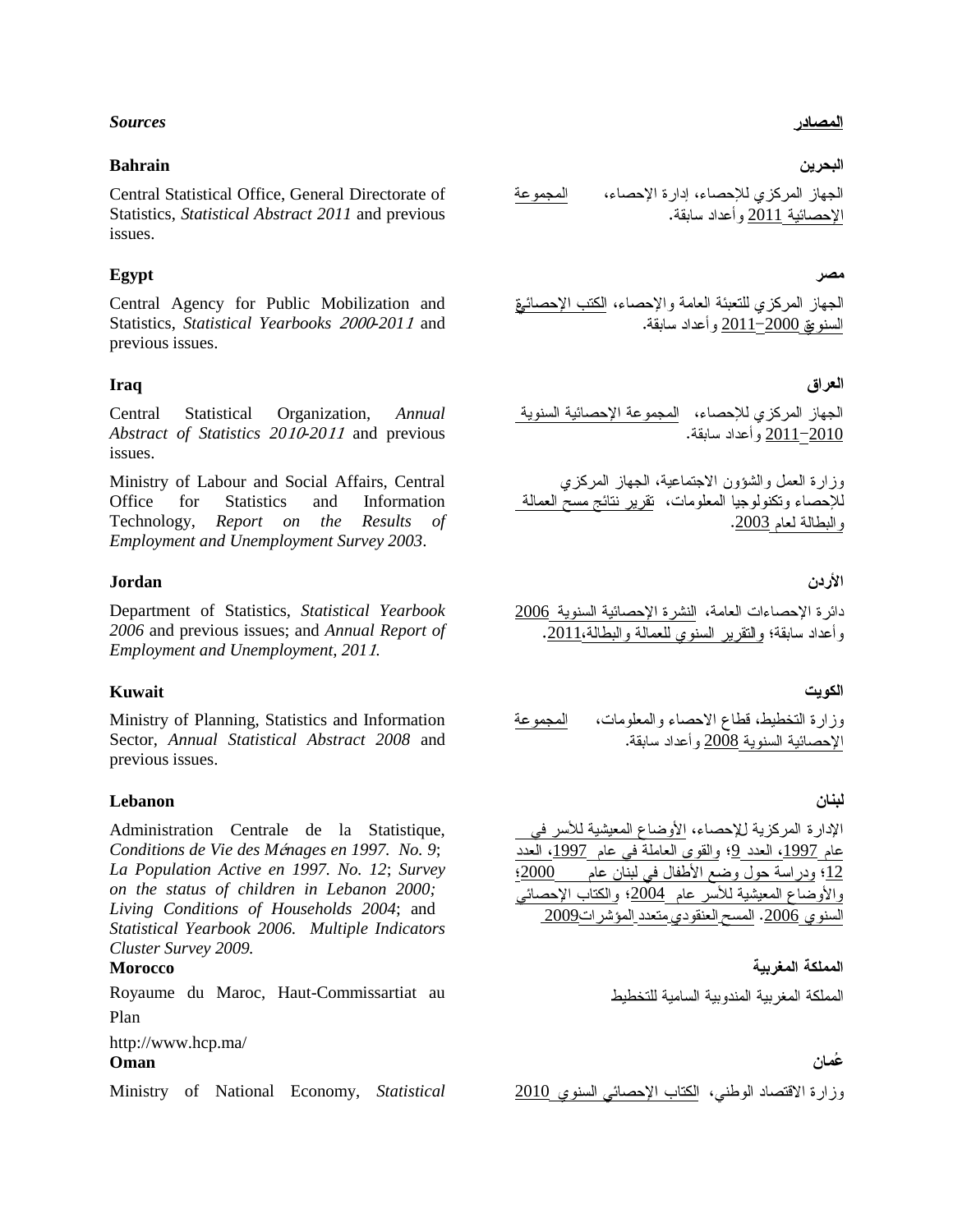## *Sources*

## المصادر

### Bahrain

Central Statistical Office, General Directorate of Statistics, *Statistical Abstract 2011* and previous issues.

### البحرين

الجهاز المركزي للإحصاء، إدارة الإحصاء، المجموعة الإحصائية 2011 وأعداد سابقة.

### Egypt

Central Agency for Public Mobilization and Statistics, *Statistical Yearbooks 2000-2011* and previous issues.

### مصر

الجهاز المركزي للتعبئة العامة والإحصاء، الكتب الإحصائية السنوية 2000–2011 وأعداد سابقة.

### Iraq

Central Statistical Organization, *Annual Abstract of Statistics 2010-2011* and previous issues.

Ministry of Labour and Social Affairs, Central Office for Statistics and Information Technology, *Report on the Results of Employment and Unemployment Survey 2003*.

### العراق

الجهاز المركزي للإحصاء، المجموعة الإحصائية السنوية 2010–2011 وأعداد سابقة.

وزارة العمل والشؤون الاجتماعية، الجهاز المركزي للإحصاء وتكنولوجيا المعلومات، تقرير نتائج مسح العمالة والبطالة لعام 2003.

### Jordan

Department of Statistics, *Statistical Yearbook 2006* and previous issues; and *Annual Report of Employment and Unemployment, 2011.*

### الأردن

دائرة الإحصاءات العامة، النشرة الإحصائية السنوية 2006 وأعداد سابقة؛ والتقرير السنوي للعمالة والبطالة،2011.

### Kuwait

Ministry of Planning, Statistics and Information Sector, *Annual Statistical Abstract 2008* and previous issues.

### الكويت

وزارة التخطيط، قطاع الاحصاء والمعلومات، المجموعة الإحصائية السنوية 2008 وأعداد سابقة.

### Lebanon

Administration Centrale de la Statistique, *Conditions de Vie des Ménages en 1997. No. 9*; *La Population Active en 1997. No. 12*; *Survey on the status of children in Lebanon 2000; Living Conditions of Households 2004*; and *Statistical Yearbook 2006. Multiple Indicators Cluster Survey 2009.*

### لبنان

الإدارة المركزية للإحصاء، الأوضاع المعيشية للأسر في عام 1997، العدد 9؛ والقوى العاملة في عام 1997، العدد 12؛ ودراسة حول وضع الأطفال في لبنان عام 2000؛ والأوضاع المعيشية للأسر عام 2004؛ والكتاب الإحصائي السنوي 2006. المسح العنقودي متعدد المؤشرات2009

### Morocco

Royaume du Maroc, Haut-Commissartiat au Plan

http://www.hcp.ma/

### المملكة المغربية

المملكة المغربية المندوبية السامية للتخطيط

### Oman

Ministry of National Economy, *Statistical*

### عُمان

وزارة الاقتصاد الوطني، الكتاب الإحصائي السنوي 2010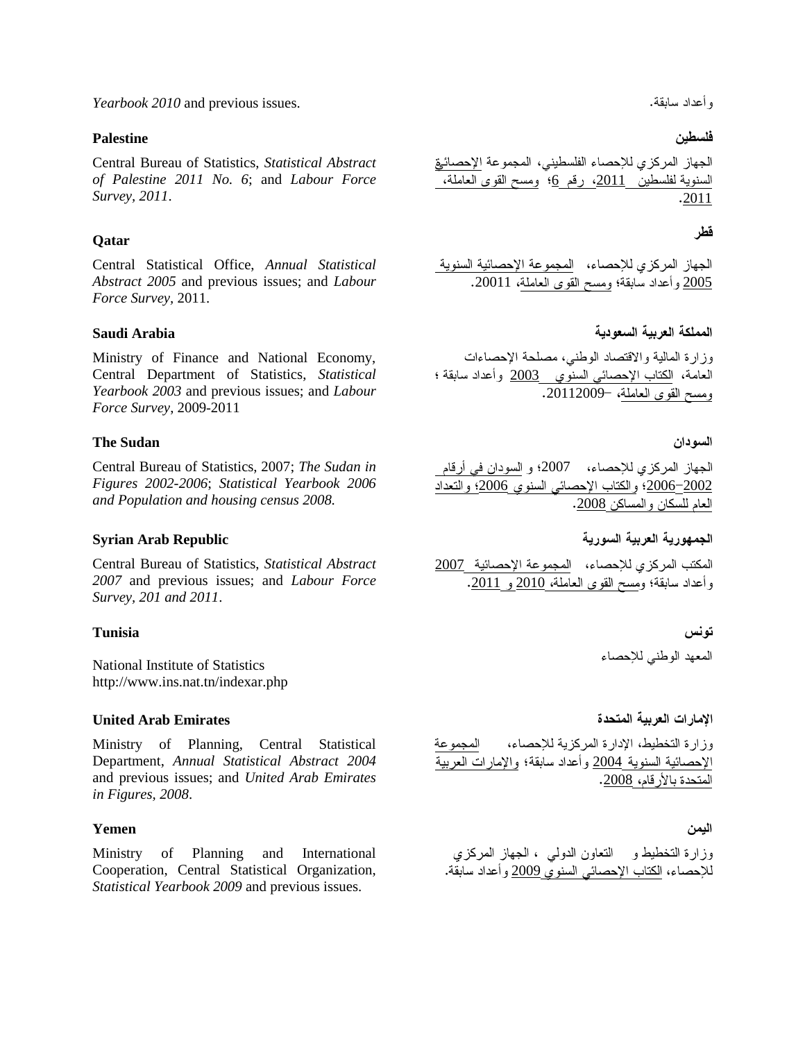*Yearbook 2010* and previous issues.

وأعداد سابقة.

**Palestine**

Central Bureau of Statistics, *Statistical Abstract of Palestine 2011 No. 6*; and *Labour Force Survey, 2011*.

**فلسطين**

الجهاز المركزي للإحصاء الفلسطيني، المجموعة الإحصائية السنوية لفلسطين 2011، رقم 6؛ ومسح القوى العاملة، 2011.

**Qatar**

Central Statistical Office, *Annual Statistical Abstract 2005* and previous issues; and *Labour Force Survey*, 2011.

**قطر**

الجهاز المركزي للإحصاء، المجموعة الإحصائية السنوية 2005 وأعداد سابقة؛ ومسح القوى العاملة، 20011.

**Saudi Arabia**

Ministry of Finance and National Economy, Central Department of Statistics, *Statistical Yearbook 2003* and previous issues; and *Labour Force Survey*, 2009-2011

**المملكة العربية السعودية**

وزارة المالية والاقتصاد الوطني، مصلحة الإحصاءات العامة، الكتاب الإحصائي السنوي 2003 وأعداد سابقة ؛ ومسح القوى العاملة، 2009–2011.

**The Sudan**

Central Bureau of Statistics, 2007; *The Sudan in Figures 2002-2006*; *Statistical Yearbook 2006 and Population and housing census 2008.*

**السودان**

الجهاز المركزي للإحصاء، 2007؛ و السودان في أرقام 2002–2006؛ والكتاب الإحصائي السنوي 2006؛ والتعداد العام للسكان والمساكن 2008.

**Syrian Arab Republic**

Central Bureau of Statistics, *Statistical Abstract 2007* and previous issues; and *Labour Force Survey, 201 and 2011*.

**الجمهورية العربية السورية**

المكتب المركزي للاحصاء، المجموعة الاحصائية 2007 وأعداد سابقة؛ ومسح القوى العاملة، 2010 و 2011.

**Tunisia**

National Institute of Statistics
http://www.ins.nat.tn/indexar.php

**تونس**

المعهد الوطني للإحصاء

**United Arab Emirates**

Ministry of Planning, Central Statistical Department, *Annual Statistical Abstract 2004* and previous issues; and *United Arab Emirates in Figures, 2008*.

**الإمارات العربية المتحدة**

وزارة التخطيط، الإدارة المركزية للإحصاء، المجموعة الإحصائية السنوية 2004 وأعداد سابقة؛ والإمارات العربية المتحدة بالأرقام، 2008.

**Yemen**

Ministry of Planning and International Cooperation, Central Statistical Organization, *Statistical Yearbook 2009* and previous issues.

**اليمن**

وزارة التخطيط و التعاون الدولي ، الجهاز المركزي للإحصاء، الكتاب الإحصائي السنوي 2009 وأعداد سابقة.